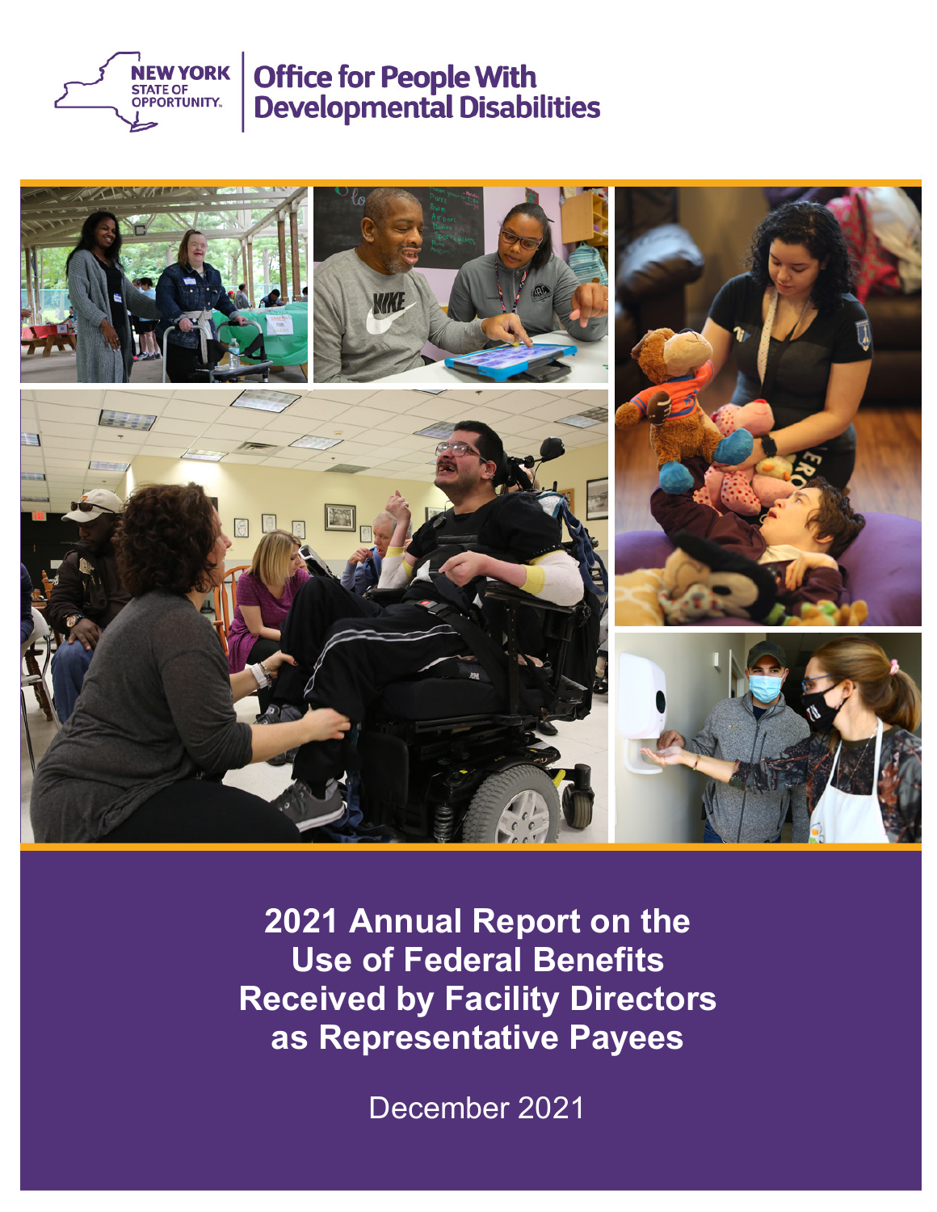NEW YORK STATE OF OPPORTUNITY.

Office for People With Developmental Disabilities

# 2021 Annual Report on the Use of Federal Benefits Received by Facility Directors as Representative Payees

December 2021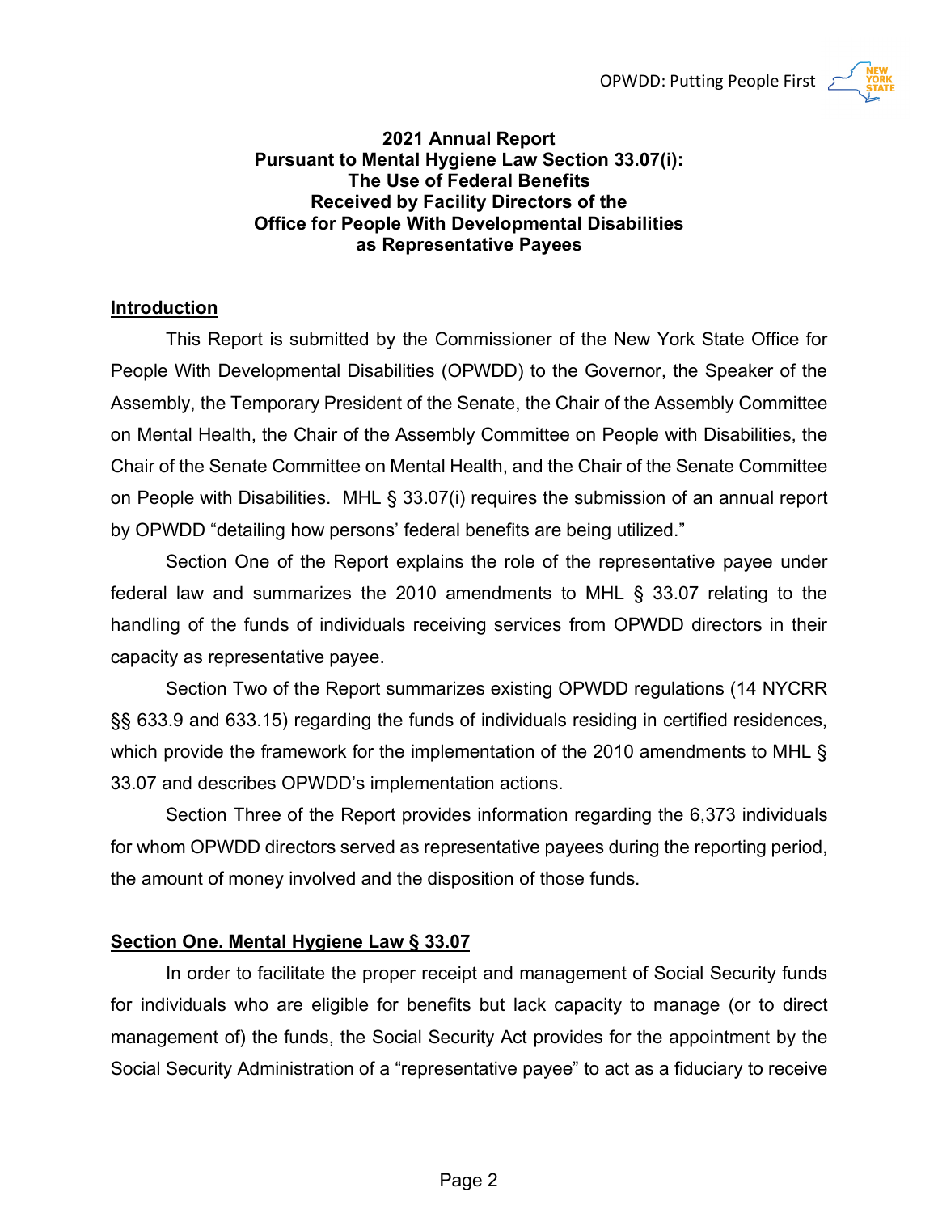**2021 Annual Report**
**Pursuant to Mental Hygiene Law Section 33.07(i):**
**The Use of Federal Benefits**
**Received by Facility Directors of the**
**Office for People With Developmental Disabilities**
**as Representative Payees**

## Introduction

This Report is submitted by the Commissioner of the New York State Office for People With Developmental Disabilities (OPWDD) to the Governor, the Speaker of the Assembly, the Temporary President of the Senate, the Chair of the Assembly Committee on Mental Health, the Chair of the Assembly Committee on People with Disabilities, the Chair of the Senate Committee on Mental Health, and the Chair of the Senate Committee on People with Disabilities. MHL § 33.07(i) requires the submission of an annual report by OPWDD "detailing how persons' federal benefits are being utilized."

Section One of the Report explains the role of the representative payee under federal law and summarizes the 2010 amendments to MHL § 33.07 relating to the handling of the funds of individuals receiving services from OPWDD directors in their capacity as representative payee.

Section Two of the Report summarizes existing OPWDD regulations (14 NYCRR §§ 633.9 and 633.15) regarding the funds of individuals residing in certified residences, which provide the framework for the implementation of the 2010 amendments to MHL § 33.07 and describes OPWDD's implementation actions.

Section Three of the Report provides information regarding the 6,373 individuals for whom OPWDD directors served as representative payees during the reporting period, the amount of money involved and the disposition of those funds.

## Section One. Mental Hygiene Law § 33.07

In order to facilitate the proper receipt and management of Social Security funds for individuals who are eligible for benefits but lack capacity to manage (or to direct management of) the funds, the Social Security Act provides for the appointment by the Social Security Administration of a "representative payee" to act as a fiduciary to receive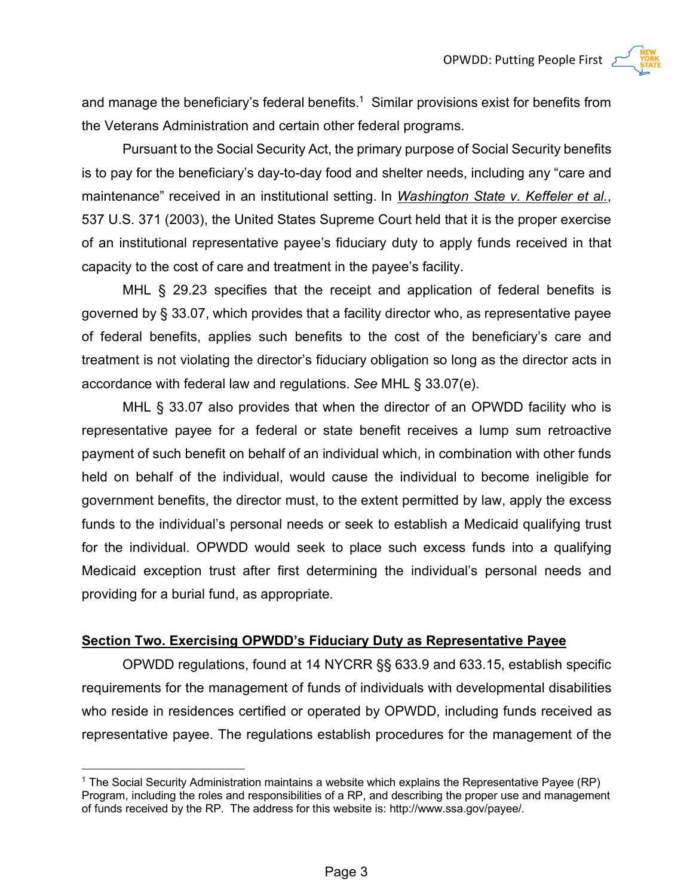and manage the beneficiary's federal benefits.[1] Similar provisions exist for benefits from the Veterans Administration and certain other federal programs.

Pursuant to the Social Security Act, the primary purpose of Social Security benefits is to pay for the beneficiary's day-to-day food and shelter needs, including any "care and maintenance" received in an institutional setting. In *Washington State v. Keffeler et al.*, 537 U.S. 371 (2003), the United States Supreme Court held that it is the proper exercise of an institutional representative payee's fiduciary duty to apply funds received in that capacity to the cost of care and treatment in the payee's facility.

MHL § 29.23 specifies that the receipt and application of federal benefits is governed by § 33.07, which provides that a facility director who, as representative payee of federal benefits, applies such benefits to the cost of the beneficiary's care and treatment is not violating the director's fiduciary obligation so long as the director acts in accordance with federal law and regulations. *See* MHL § 33.07(e).

MHL § 33.07 also provides that when the director of an OPWDD facility who is representative payee for a federal or state benefit receives a lump sum retroactive payment of such benefit on behalf of an individual which, in combination with other funds held on behalf of the individual, would cause the individual to become ineligible for government benefits, the director must, to the extent permitted by law, apply the excess funds to the individual's personal needs or seek to establish a Medicaid qualifying trust for the individual. OPWDD would seek to place such excess funds into a qualifying Medicaid exception trust after first determining the individual's personal needs and providing for a burial fund, as appropriate.

## Section Two. Exercising OPWDD's Fiduciary Duty as Representative Payee

OPWDD regulations, found at 14 NYCRR §§ 633.9 and 633.15, establish specific requirements for the management of funds of individuals with developmental disabilities who reside in residences certified or operated by OPWDD, including funds received as representative payee. The regulations establish procedures for the management of the

---

[1] The Social Security Administration maintains a website which explains the Representative Payee (RP) Program, including the roles and responsibilities of a RP, and describing the proper use and management of funds received by the RP. The address for this website is: http://www.ssa.gov/payee/.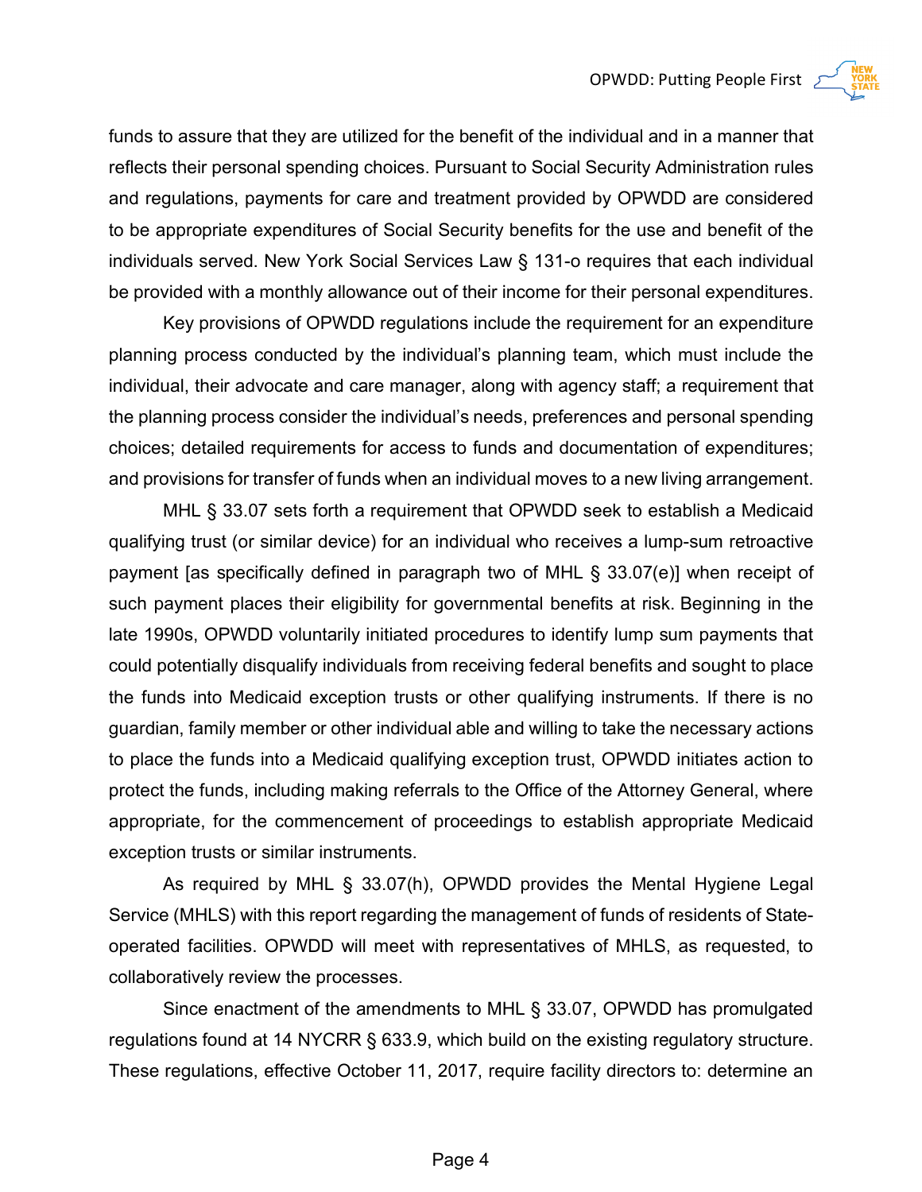funds to assure that they are utilized for the benefit of the individual and in a manner that reflects their personal spending choices. Pursuant to Social Security Administration rules and regulations, payments for care and treatment provided by OPWDD are considered to be appropriate expenditures of Social Security benefits for the use and benefit of the individuals served. New York Social Services Law § 131-o requires that each individual be provided with a monthly allowance out of their income for their personal expenditures.

Key provisions of OPWDD regulations include the requirement for an expenditure planning process conducted by the individual's planning team, which must include the individual, their advocate and care manager, along with agency staff; a requirement that the planning process consider the individual's needs, preferences and personal spending choices; detailed requirements for access to funds and documentation of expenditures; and provisions for transfer of funds when an individual moves to a new living arrangement.

MHL § 33.07 sets forth a requirement that OPWDD seek to establish a Medicaid qualifying trust (or similar device) for an individual who receives a lump-sum retroactive payment [as specifically defined in paragraph two of MHL § 33.07(e)] when receipt of such payment places their eligibility for governmental benefits at risk. Beginning in the late 1990s, OPWDD voluntarily initiated procedures to identify lump sum payments that could potentially disqualify individuals from receiving federal benefits and sought to place the funds into Medicaid exception trusts or other qualifying instruments. If there is no guardian, family member or other individual able and willing to take the necessary actions to place the funds into a Medicaid qualifying exception trust, OPWDD initiates action to protect the funds, including making referrals to the Office of the Attorney General, where appropriate, for the commencement of proceedings to establish appropriate Medicaid exception trusts or similar instruments.

As required by MHL § 33.07(h), OPWDD provides the Mental Hygiene Legal Service (MHLS) with this report regarding the management of funds of residents of State-operated facilities. OPWDD will meet with representatives of MHLS, as requested, to collaboratively review the processes.

Since enactment of the amendments to MHL § 33.07, OPWDD has promulgated regulations found at 14 NYCRR § 633.9, which build on the existing regulatory structure. These regulations, effective October 11, 2017, require facility directors to: determine an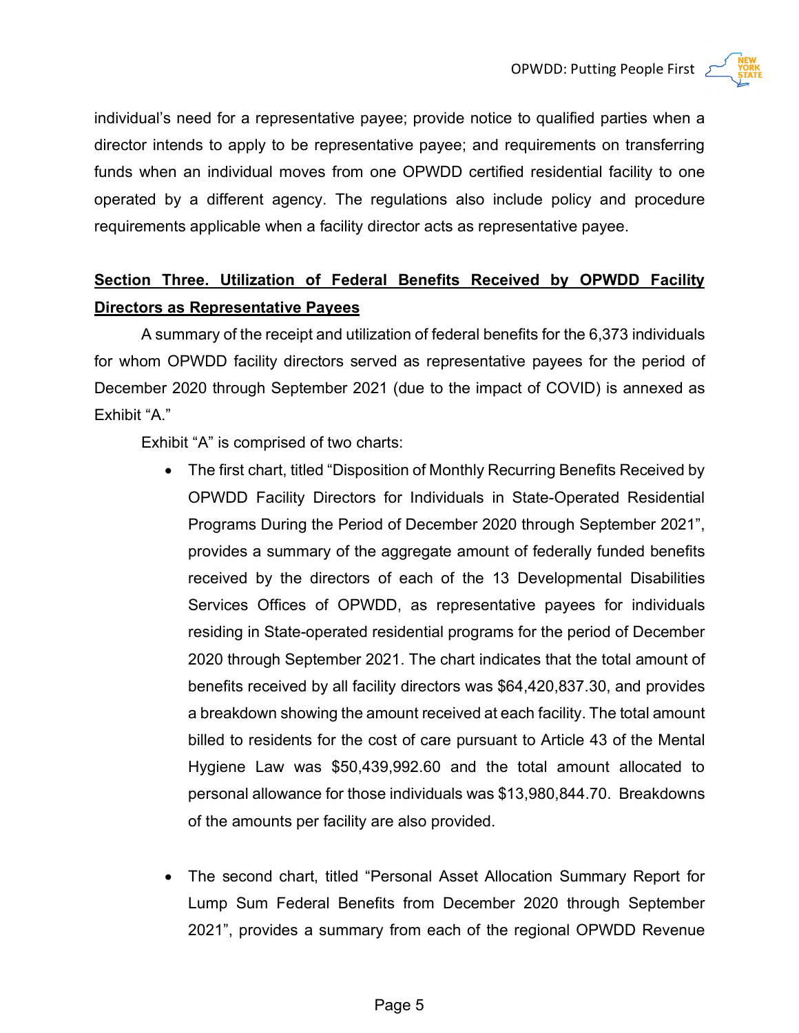individual's need for a representative payee; provide notice to qualified parties when a director intends to apply to be representative payee; and requirements on transferring funds when an individual moves from one OPWDD certified residential facility to one operated by a different agency. The regulations also include policy and procedure requirements applicable when a facility director acts as representative payee.

## Section Three. Utilization of Federal Benefits Received by OPWDD Facility Directors as Representative Payees

A summary of the receipt and utilization of federal benefits for the 6,373 individuals for whom OPWDD facility directors served as representative payees for the period of December 2020 through September 2021 (due to the impact of COVID) is annexed as Exhibit "A."

Exhibit "A" is comprised of two charts:

- The first chart, titled "Disposition of Monthly Recurring Benefits Received by OPWDD Facility Directors for Individuals in State-Operated Residential Programs During the Period of December 2020 through September 2021", provides a summary of the aggregate amount of federally funded benefits received by the directors of each of the 13 Developmental Disabilities Services Offices of OPWDD, as representative payees for individuals residing in State-operated residential programs for the period of December 2020 through September 2021. The chart indicates that the total amount of benefits received by all facility directors was $64,420,837.30, and provides a breakdown showing the amount received at each facility. The total amount billed to residents for the cost of care pursuant to Article 43 of the Mental Hygiene Law was $50,439,992.60 and the total amount allocated to personal allowance for those individuals was $13,980,844.70. Breakdowns of the amounts per facility are also provided.

- The second chart, titled "Personal Asset Allocation Summary Report for Lump Sum Federal Benefits from December 2020 through September 2021", provides a summary from each of the regional OPWDD Revenue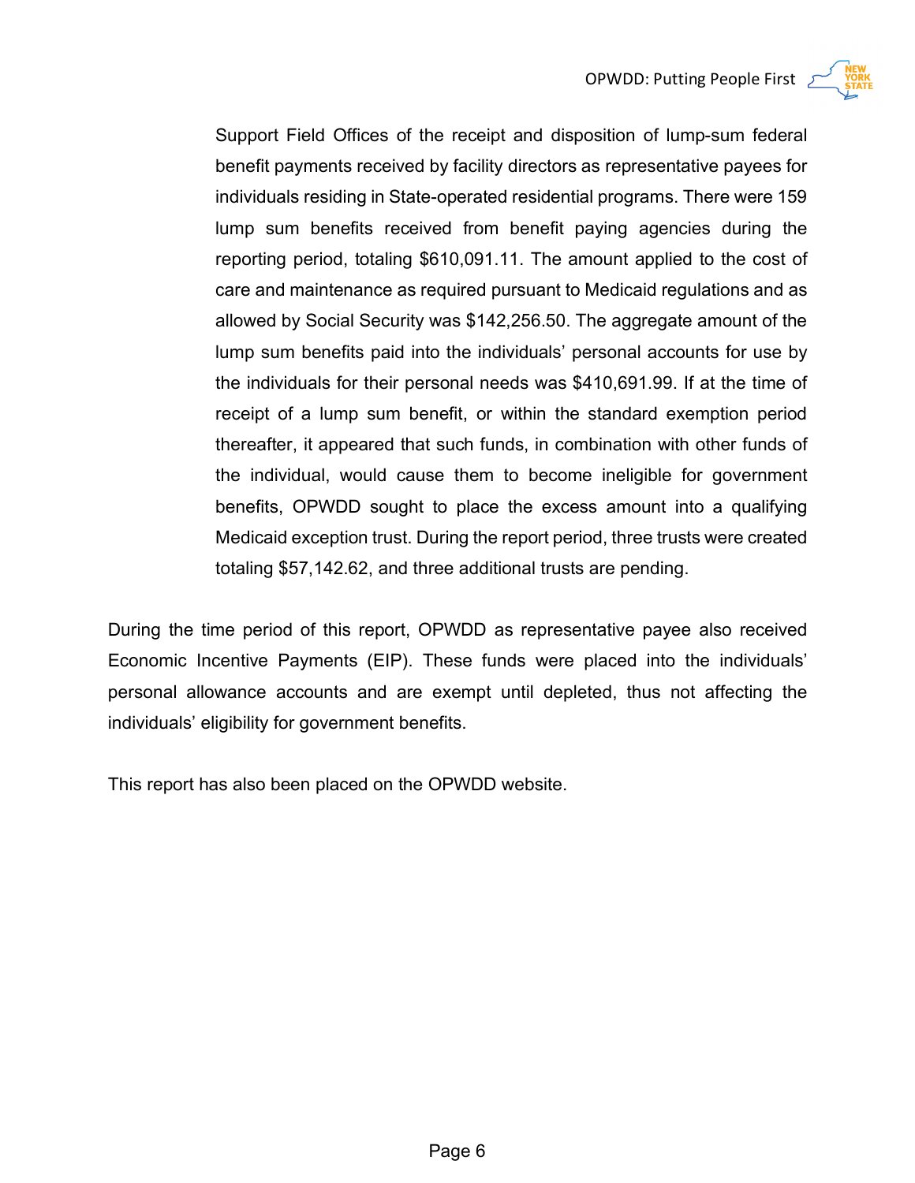Support Field Offices of the receipt and disposition of lump-sum federal benefit payments received by facility directors as representative payees for individuals residing in State-operated residential programs. There were 159 lump sum benefits received from benefit paying agencies during the reporting period, totaling $610,091.11. The amount applied to the cost of care and maintenance as required pursuant to Medicaid regulations and as allowed by Social Security was $142,256.50. The aggregate amount of the lump sum benefits paid into the individuals' personal accounts for use by the individuals for their personal needs was $410,691.99. If at the time of receipt of a lump sum benefit, or within the standard exemption period thereafter, it appeared that such funds, in combination with other funds of the individual, would cause them to become ineligible for government benefits, OPWDD sought to place the excess amount into a qualifying Medicaid exception trust. During the report period, three trusts were created totaling $57,142.62, and three additional trusts are pending.

During the time period of this report, OPWDD as representative payee also received Economic Incentive Payments (EIP). These funds were placed into the individuals' personal allowance accounts and are exempt until depleted, thus not affecting the individuals' eligibility for government benefits.

This report has also been placed on the OPWDD website.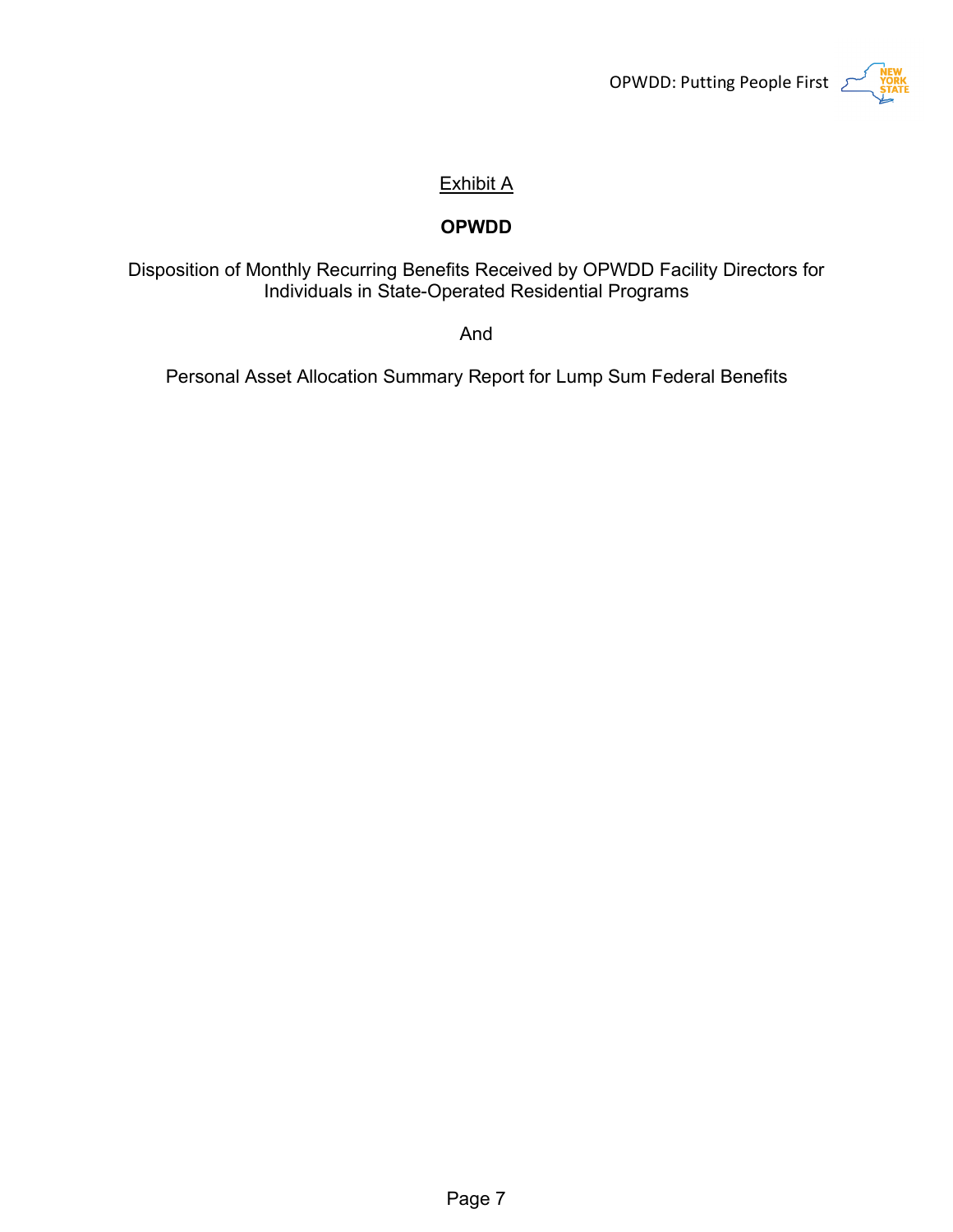Exhibit A

# OPWDD

Disposition of Monthly Recurring Benefits Received by OPWDD Facility Directors for Individuals in State-Operated Residential Programs

And

Personal Asset Allocation Summary Report for Lump Sum Federal Benefits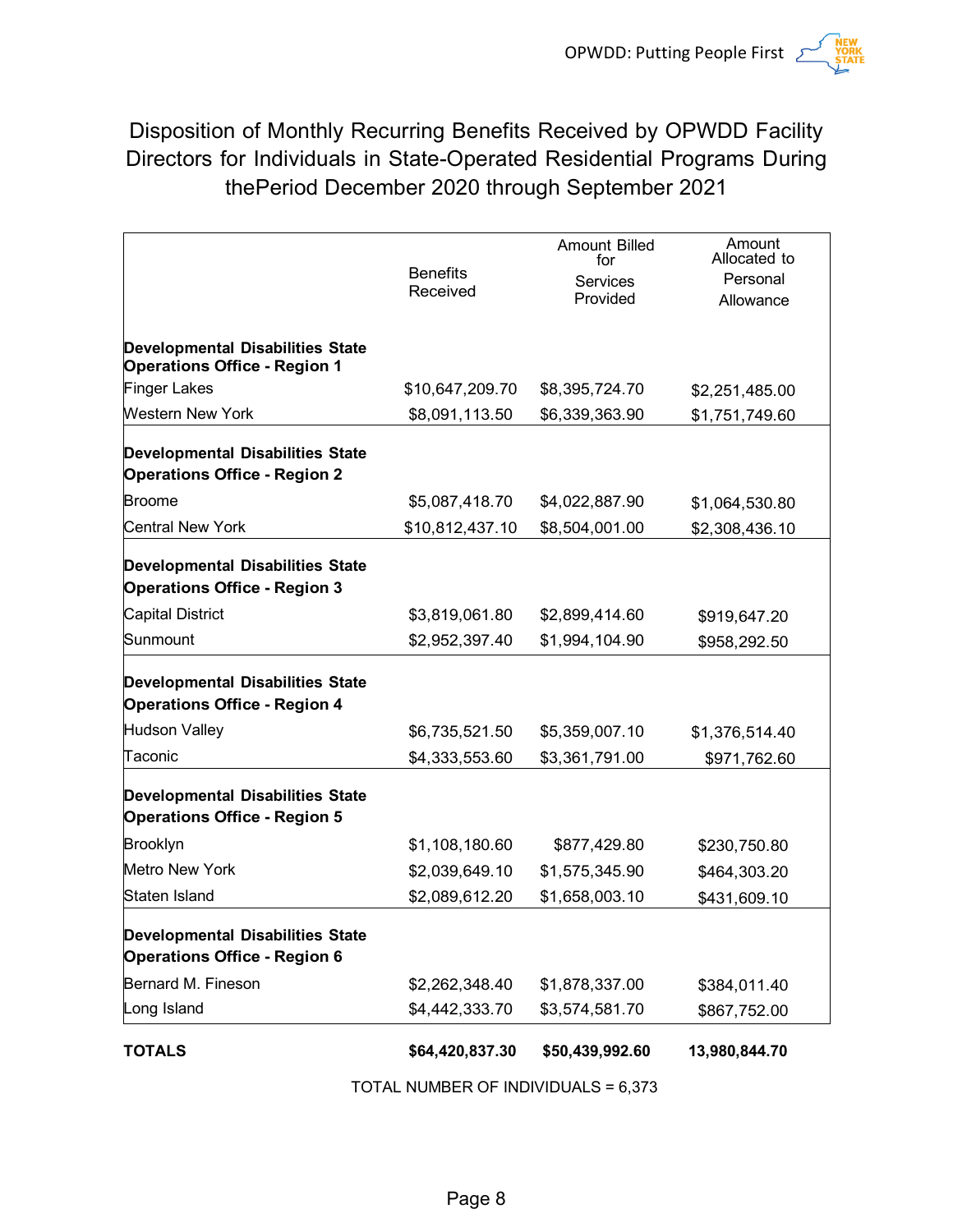# Disposition of Monthly Recurring Benefits Received by OPWDD Facility Directors for Individuals in State-Operated Residential Programs During thePeriod December 2020 through September 2021

| | Benefits Received | Amount Billed for Services Provided | Amount Allocated to Personal Allowance |
|---|---|---|---|
| **Developmental Disabilities State Operations Office - Region 1** | | | |
| Finger Lakes | $10,647,209.70 | $8,395,724.70 | $2,251,485.00 |
| Western New York | $8,091,113.50 | $6,339,363.90 | $1,751,749.60 |
| **Developmental Disabilities State Operations Office - Region 2** | | | |
| Broome | $5,087,418.70 | $4,022,887.90 | $1,064,530.80 |
| Central New York | $10,812,437.10 | $8,504,001.00 | $2,308,436.10 |
| **Developmental Disabilities State Operations Office - Region 3** | | | |
| Capital District | $3,819,061.80 | $2,899,414.60 | $919,647.20 |
| Sunmount | $2,952,397.40 | $1,994,104.90 | $958,292.50 |
| **Developmental Disabilities State Operations Office - Region 4** | | | |
| Hudson Valley | $6,735,521.50 | $5,359,007.10 | $1,376,514.40 |
| Taconic | $4,333,553.60 | $3,361,791.00 | $971,762.60 |
| **Developmental Disabilities State Operations Office - Region 5** | | | |
| Brooklyn | $1,108,180.60 | $877,429.80 | $230,750.80 |
| Metro New York | $2,039,649.10 | $1,575,345.90 | $464,303.20 |
| Staten Island | $2,089,612.20 | $1,658,003.10 | $431,609.10 |
| **Developmental Disabilities State Operations Office - Region 6** | | | |
| Bernard M. Fineson | $2,262,348.40 | $1,878,337.00 | $384,011.40 |
| Long Island | $4,442,333.70 | $3,574,581.70 | $867,752.00 |
| **TOTALS** | **$64,420,837.30** | **$50,439,992.60** | **13,980,844.70** |

TOTAL NUMBER OF INDIVIDUALS = 6,373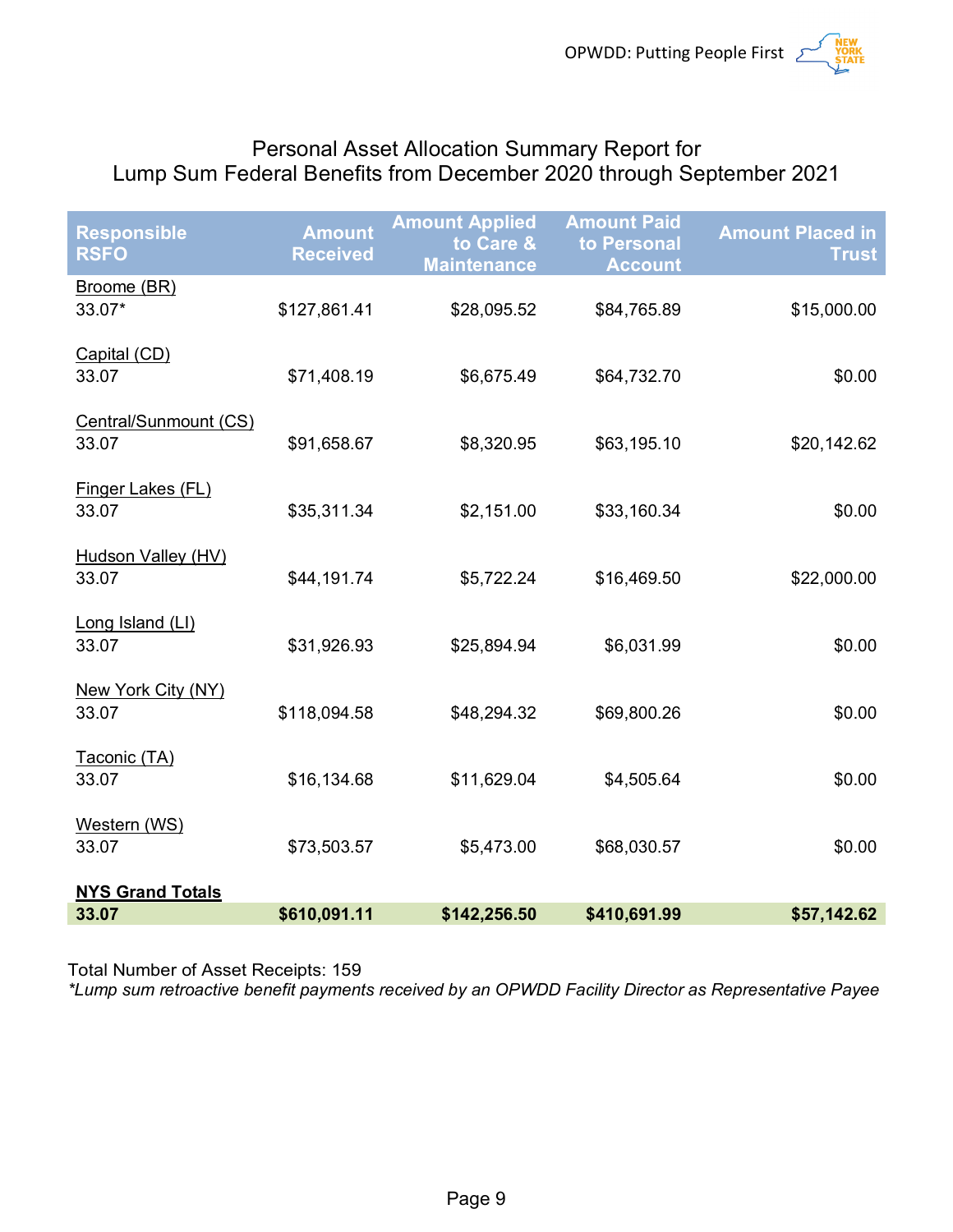## Personal Asset Allocation Summary Report for Lump Sum Federal Benefits from December 2020 through September 2021

| Responsible RSFO | Amount Received | Amount Applied to Care & Maintenance | Amount Paid to Personal Account | Amount Placed in Trust |
|---|---|---|---|---|
| Broome (BR) | | | | |
| 33.07* | $127,861.41 | $28,095.52 | $84,765.89 | $15,000.00 |
| Capital (CD) | | | | |
| 33.07 | $71,408.19 | $6,675.49 | $64,732.70 | $0.00 |
| Central/Sunmount (CS) | | | | |
| 33.07 | $91,658.67 | $8,320.95 | $63,195.10 | $20,142.62 |
| Finger Lakes (FL) | | | | |
| 33.07 | $35,311.34 | $2,151.00 | $33,160.34 | $0.00 |
| Hudson Valley (HV) | | | | |
| 33.07 | $44,191.74 | $5,722.24 | $16,469.50 | $22,000.00 |
| Long Island (LI) | | | | |
| 33.07 | $31,926.93 | $25,894.94 | $6,031.99 | $0.00 |
| New York City (NY) | | | | |
| 33.07 | $118,094.58 | $48,294.32 | $69,800.26 | $0.00 |
| Taconic (TA) | | | | |
| 33.07 | $16,134.68 | $11,629.04 | $4,505.64 | $0.00 |
| Western (WS) | | | | |
| 33.07 | $73,503.57 | $5,473.00 | $68,030.57 | $0.00 |
| **NYS Grand Totals** | | | | |
| **33.07** | **$610,091.11** | **$142,256.50** | **$410,691.99** | **$57,142.62** |

Total Number of Asset Receipts: 159

*\*Lump sum retroactive benefit payments received by an OPWDD Facility Director as Representative Payee*